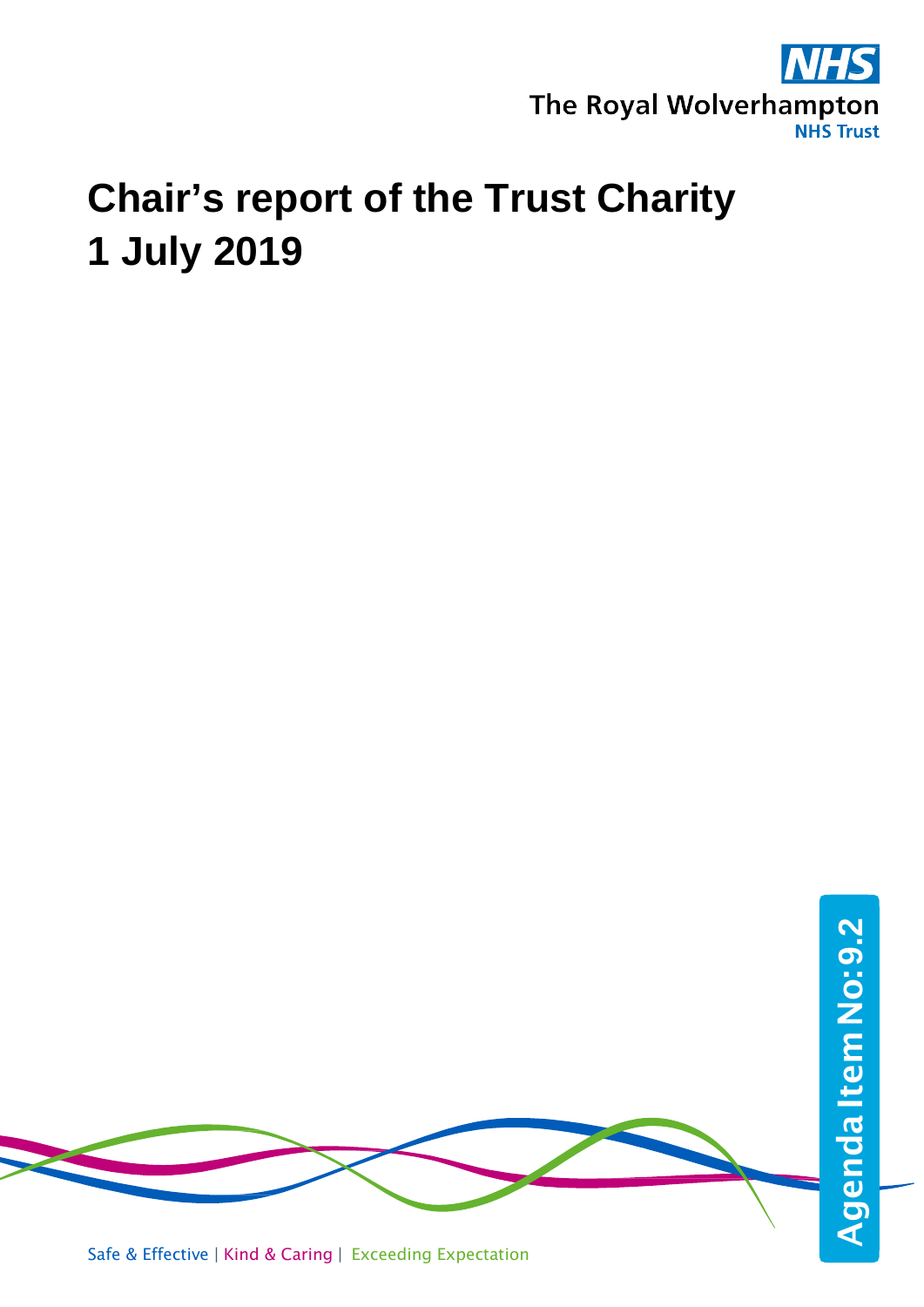The Royal Wolverhampton NHS Trust

# Chair's report of the Trust Charity 1 July 2019

Agenda Item No: 9.2

Safe & Effective | Kind & Caring | Exceeding Expectation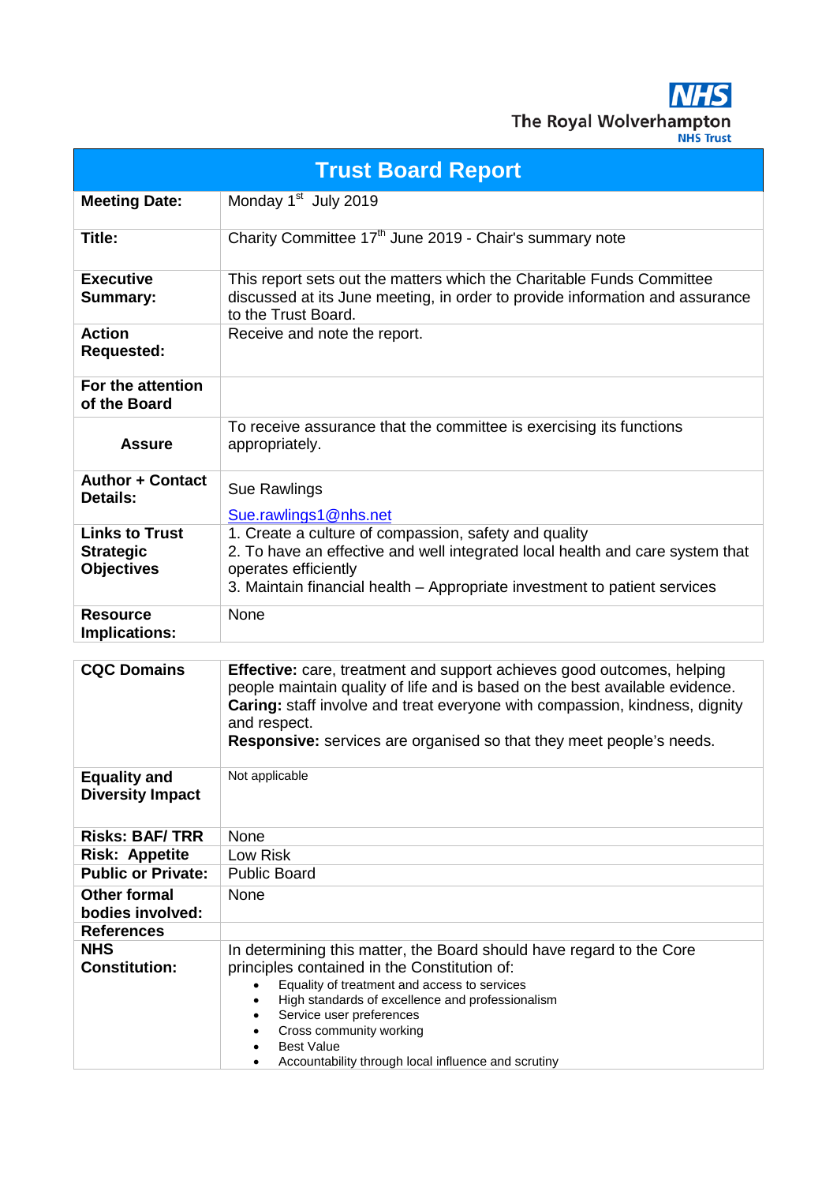The Royal Wolverhampton NHS Trust

# Trust Board Report

| | |
|---|---|
| **Meeting Date:** | Monday 1st July 2019 |
| **Title:** | Charity Committee 17th June 2019 - Chair's summary note |
| **Executive Summary:** | This report sets out the matters which the Charitable Funds Committee discussed at its June meeting, in order to provide information and assurance to the Trust Board. |
| **Action Requested:** | Receive and note the report. |
| **For the attention of the Board** | |
| **Assure** | To receive assurance that the committee is exercising its functions appropriately. |
| **Author + Contact Details:** | Sue Rawlings<br>Sue.rawlings1@nhs.net |
| **Links to Trust Strategic Objectives** | 1. Create a culture of compassion, safety and quality<br>2. To have an effective and well integrated local health and care system that operates efficiently<br>3. Maintain financial health – Appropriate investment to patient services |
| **Resource Implications:** | None |

| | |
|---|---|
| **CQC Domains** | **Effective:** care, treatment and support achieves good outcomes, helping people maintain quality of life and is based on the best available evidence.<br>**Caring:** staff involve and treat everyone with compassion, kindness, dignity and respect.<br>**Responsive:** services are organised so that they meet people's needs. |
| **Equality and Diversity Impact** | Not applicable |
| **Risks: BAF/ TRR** | None |
| **Risk: Appetite** | Low Risk |
| **Public or Private:** | Public Board |
| **Other formal bodies involved:** | None |
| **References** | |
| **NHS Constitution:** | In determining this matter, the Board should have regard to the Core principles contained in the Constitution of:<br>• Equality of treatment and access to services<br>• High standards of excellence and professionalism<br>• Service user preferences<br>• Cross community working<br>• Best Value<br>• Accountability through local influence and scrutiny |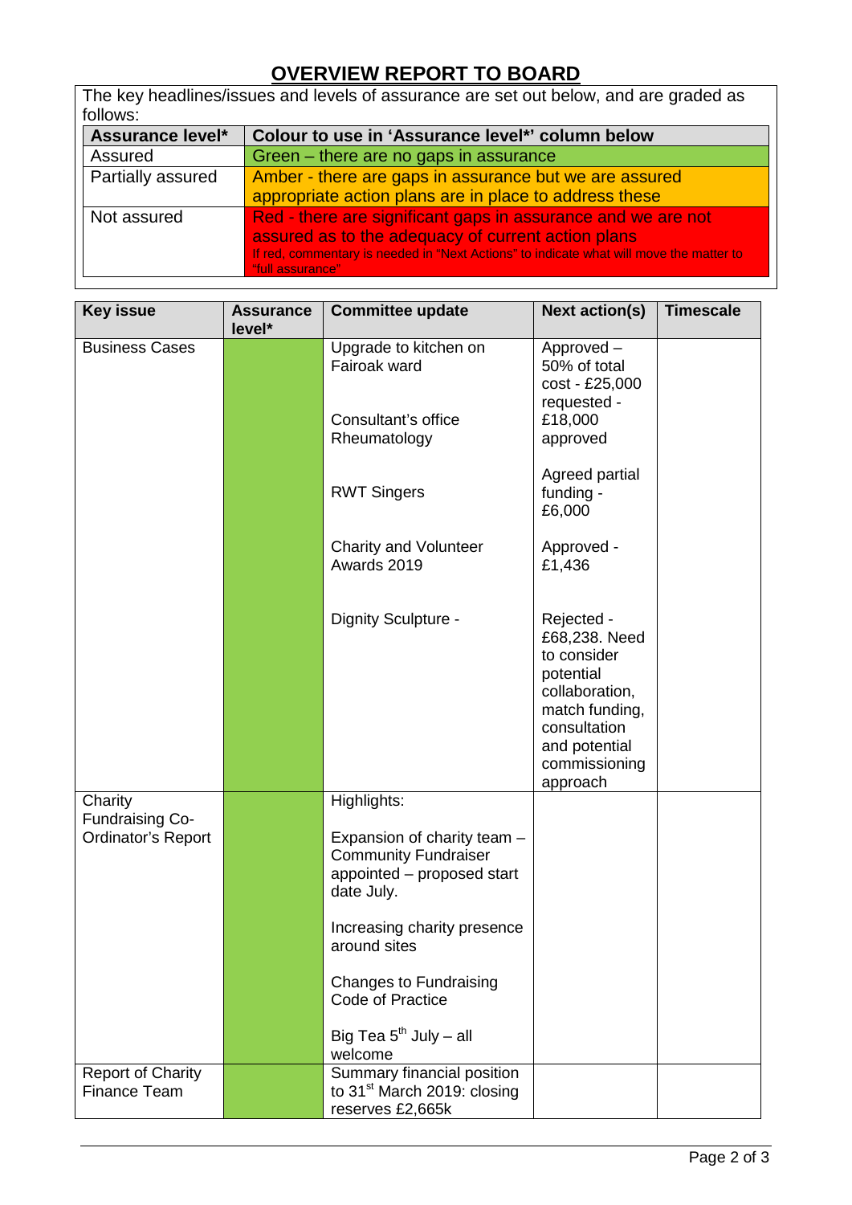# OVERVIEW REPORT TO BOARD

The key headlines/issues and levels of assurance are set out below, and are graded as follows:

| Assurance level* | Colour to use in 'Assurance level*' column below |
|---|---|
| Assured | Green – there are no gaps in assurance |
| Partially assured | Amber - there are gaps in assurance but we are assured appropriate action plans are in place to address these |
| Not assured | Red - there are significant gaps in assurance and we are not assured as to the adequacy of current action plans<br>If red, commentary is needed in "Next Actions" to indicate what will move the matter to "full assurance" |

| Key issue | Assurance level* | Committee update | Next action(s) | Timescale |
|---|---|---|---|---|
| Business Cases | Green | Upgrade to kitchen on Fairoak ward | Approved – 50% of total cost - £25,000 requested - £18,000 approved | |
| | | Consultant's office Rheumatology | | |
| | | RWT Singers | Agreed partial funding - £6,000 | |
| | | Charity and Volunteer Awards 2019 | Approved - £1,436 | |
| | | Dignity Sculpture - | Rejected - £68,238. Need to consider potential collaboration, match funding, consultation and potential commissioning approach | |
| Charity Fundraising Co-Ordinator's Report | Green | Highlights:<br><br>Expansion of charity team – Community Fundraiser appointed – proposed start date July.<br><br>Increasing charity presence around sites<br><br>Changes to Fundraising Code of Practice<br><br>Big Tea 5th July – all welcome | | |
| Report of Charity Finance Team | Green | Summary financial position to 31st March 2019: closing reserves £2,665k | | |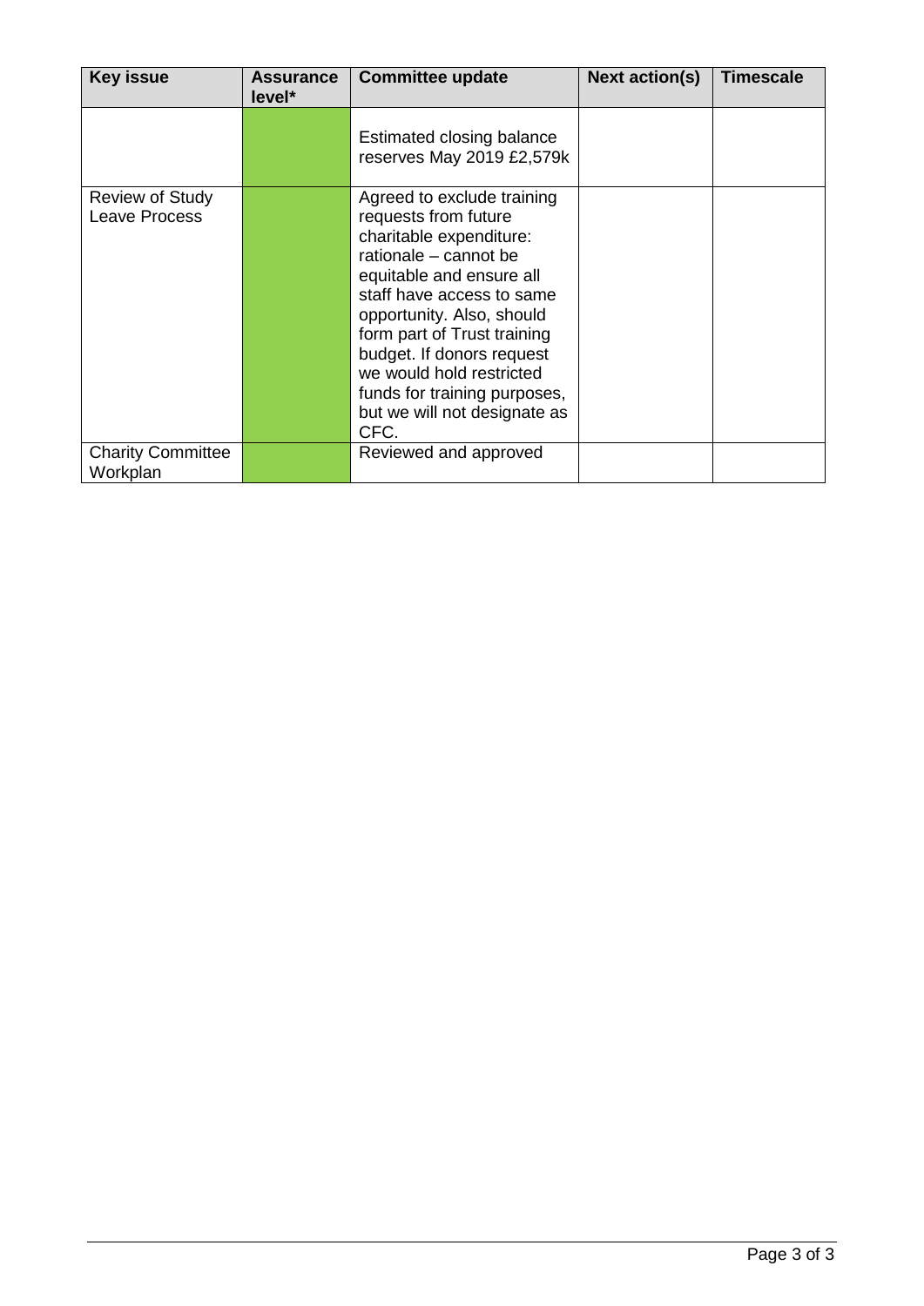| Key issue | Assurance level* | Committee update | Next action(s) | Timescale |
|---|---|---|---|---|
| | | Estimated closing balance reserves May 2019 £2,579k | | |
| Review of Study Leave Process | | Agreed to exclude training requests from future charitable expenditure: rationale – cannot be equitable and ensure all staff have access to same opportunity. Also, should form part of Trust training budget. If donors request we would hold restricted funds for training purposes, but we will not designate as CFC. | | |
| Charity Committee Workplan | | Reviewed and approved | | |